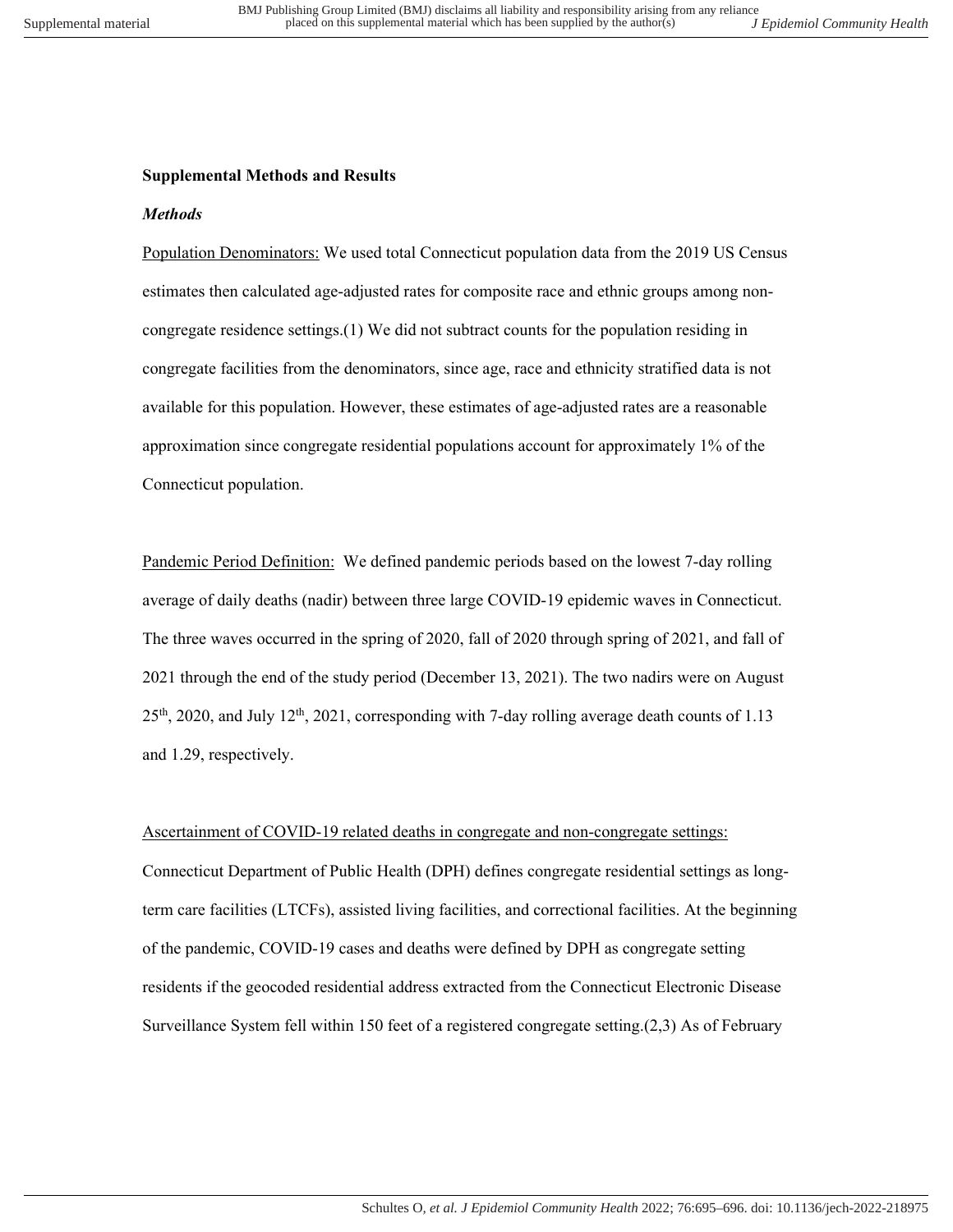**Supplemental Methods and Results**

***Methods***

Population Denominators: We used total Connecticut population data from the 2019 US Census estimates then calculated age-adjusted rates for composite race and ethnic groups among non-congregate residence settings.(1) We did not subtract counts for the population residing in congregate facilities from the denominators, since age, race and ethnicity stratified data is not available for this population. However, these estimates of age-adjusted rates are a reasonable approximation since congregate residential populations account for approximately 1% of the Connecticut population.

Pandemic Period Definition: We defined pandemic periods based on the lowest 7-day rolling average of daily deaths (nadir) between three large COVID-19 epidemic waves in Connecticut. The three waves occurred in the spring of 2020, fall of 2020 through spring of 2021, and fall of 2021 through the end of the study period (December 13, 2021). The two nadirs were on August 25th, 2020, and July 12th, 2021, corresponding with 7-day rolling average death counts of 1.13 and 1.29, respectively.

Ascertainment of COVID-19 related deaths in congregate and non-congregate settings: Connecticut Department of Public Health (DPH) defines congregate residential settings as long-term care facilities (LTCFs), assisted living facilities, and correctional facilities. At the beginning of the pandemic, COVID-19 cases and deaths were defined by DPH as congregate setting residents if the geocoded residential address extracted from the Connecticut Electronic Disease Surveillance System fell within 150 feet of a registered congregate setting.(2,3) As of February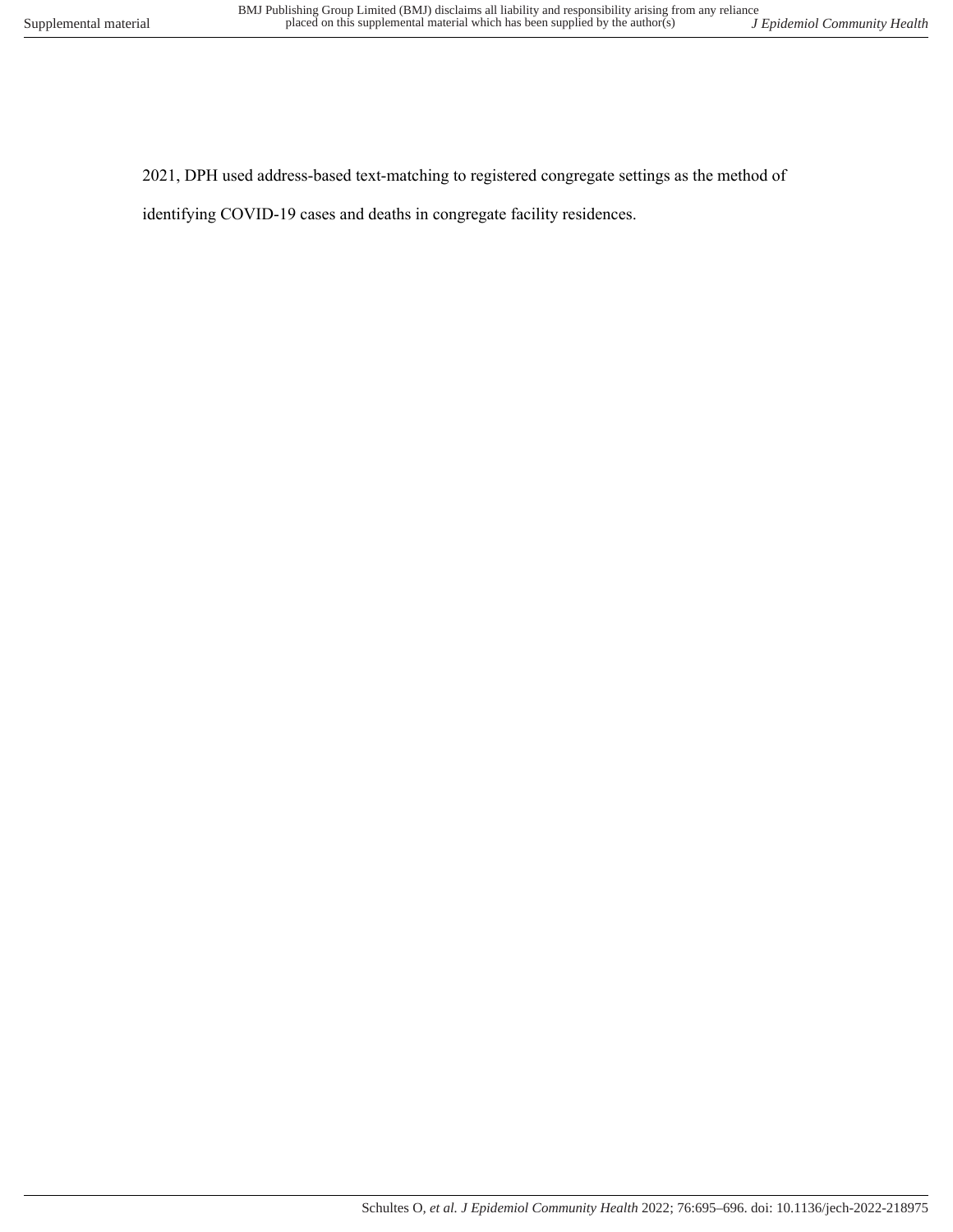2021, DPH used address-based text-matching to registered congregate settings as the method of identifying COVID-19 cases and deaths in congregate facility residences.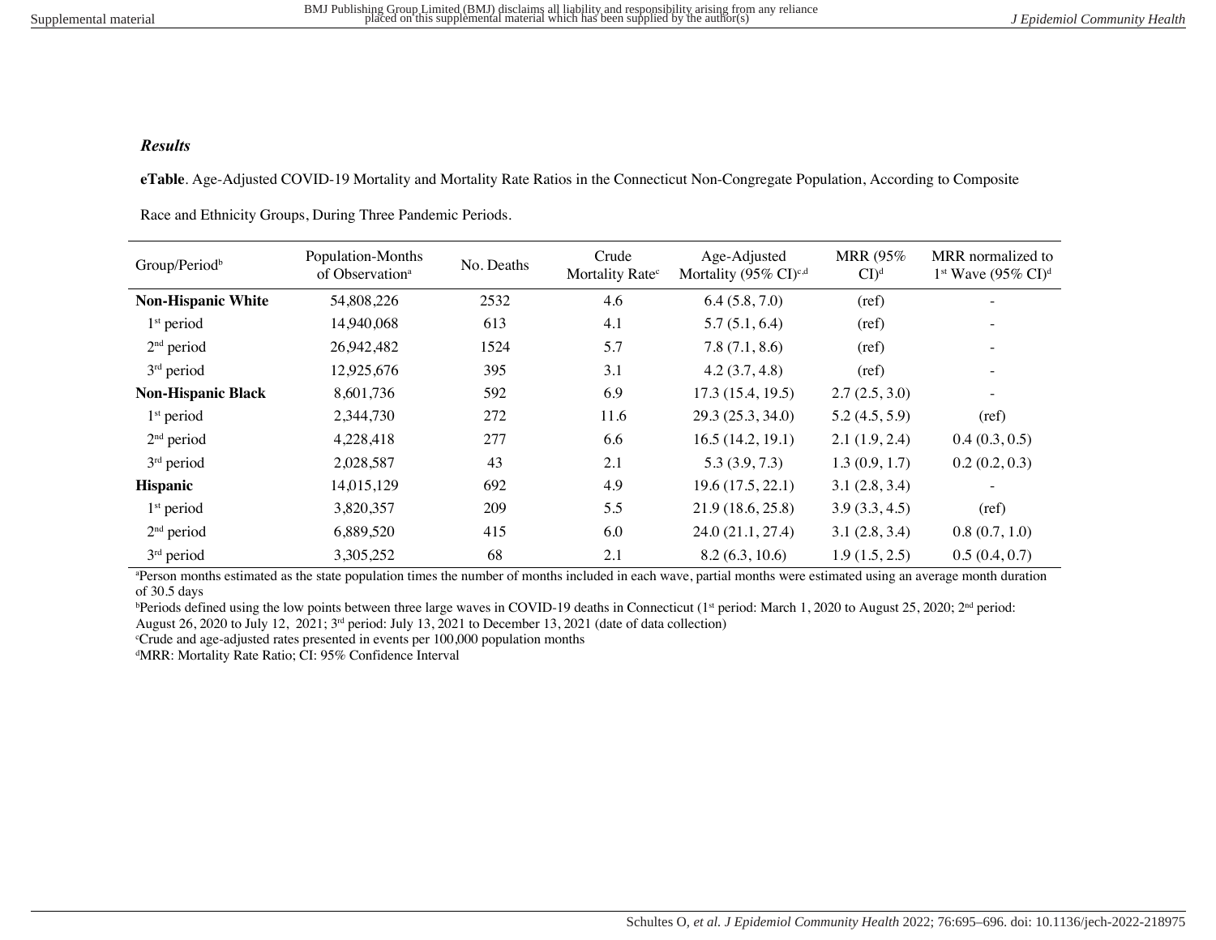***Results***

**eTable**. Age-Adjusted COVID-19 Mortality and Mortality Rate Ratios in the Connecticut Non-Congregate Population, According to Composite Race and Ethnicity Groups, During Three Pandemic Periods.

| Group/Period[b] | Population-Months of Observation[a] | No. Deaths | Crude Mortality Rate[c] | Age-Adjusted Mortality (95% CI)[c,d] | MRR (95% CI)[d] | MRR normalized to 1st Wave (95% CI)[d] |
|---|---|---|---|---|---|---|
| **Non-Hispanic White** | 54,808,226 | 2532 | 4.6 | 6.4 (5.8, 7.0) | (ref) | - |
| 1st period | 14,940,068 | 613 | 4.1 | 5.7 (5.1, 6.4) | (ref) | - |
| 2nd period | 26,942,482 | 1524 | 5.7 | 7.8 (7.1, 8.6) | (ref) | - |
| 3rd period | 12,925,676 | 395 | 3.1 | 4.2 (3.7, 4.8) | (ref) | - |
| **Non-Hispanic Black** | 8,601,736 | 592 | 6.9 | 17.3 (15.4, 19.5) | 2.7 (2.5, 3.0) | - |
| 1st period | 2,344,730 | 272 | 11.6 | 29.3 (25.3, 34.0) | 5.2 (4.5, 5.9) | (ref) |
| 2nd period | 4,228,418 | 277 | 6.6 | 16.5 (14.2, 19.1) | 2.1 (1.9, 2.4) | 0.4 (0.3, 0.5) |
| 3rd period | 2,028,587 | 43 | 2.1 | 5.3 (3.9, 7.3) | 1.3 (0.9, 1.7) | 0.2 (0.2, 0.3) |
| **Hispanic** | 14,015,129 | 692 | 4.9 | 19.6 (17.5, 22.1) | 3.1 (2.8, 3.4) | - |
| 1st period | 3,820,357 | 209 | 5.5 | 21.9 (18.6, 25.8) | 3.9 (3.3, 4.5) | (ref) |
| 2nd period | 6,889,520 | 415 | 6.0 | 24.0 (21.1, 27.4) | 3.1 (2.8, 3.4) | 0.8 (0.7, 1.0) |
| 3rd period | 3,305,252 | 68 | 2.1 | 8.2 (6.3, 10.6) | 1.9 (1.5, 2.5) | 0.5 (0.4, 0.7) |

[a]Person months estimated as the state population times the number of months included in each wave, partial months were estimated using an average month duration of 30.5 days

[b]Periods defined using the low points between three large waves in COVID-19 deaths in Connecticut (1st period: March 1, 2020 to August 25, 2020; 2nd period: August 26, 2020 to July 12, 2021; 3rd period: July 13, 2021 to December 13, 2021 (date of data collection)

[c]Crude and age-adjusted rates presented in events per 100,000 population months

[d]MRR: Mortality Rate Ratio; CI: 95% Confidence Interval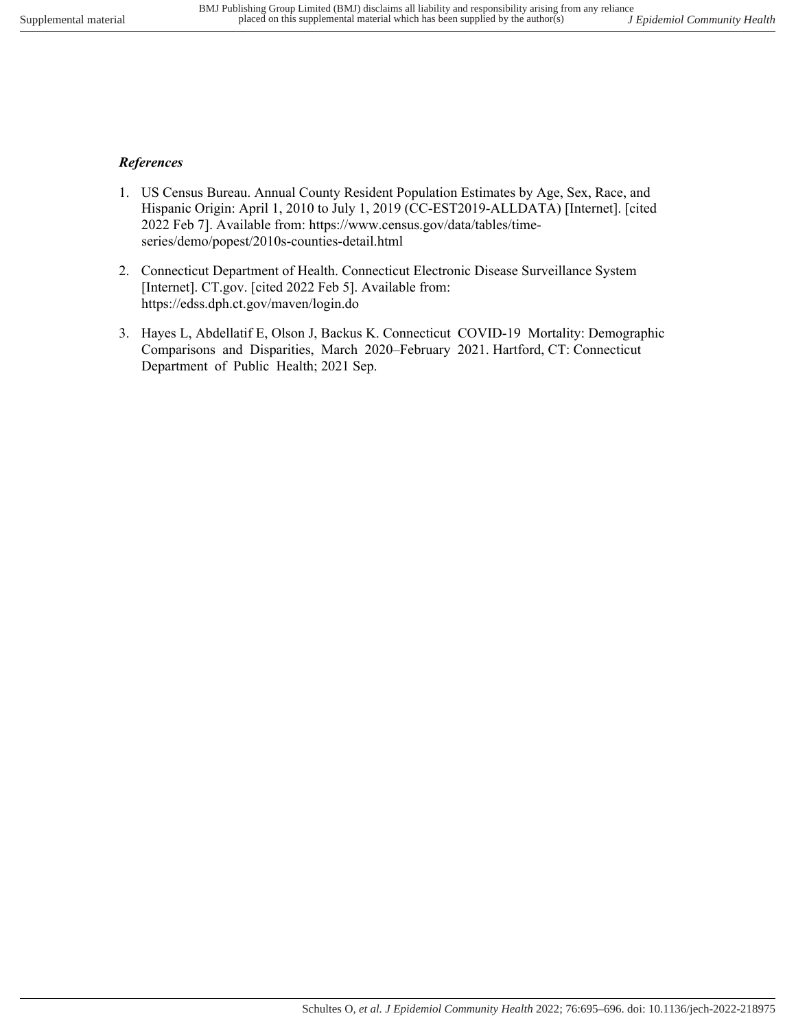### *References*

1. US Census Bureau. Annual County Resident Population Estimates by Age, Sex, Race, and Hispanic Origin: April 1, 2010 to July 1, 2019 (CC-EST2019-ALLDATA) [Internet]. [cited 2022 Feb 7]. Available from: https://www.census.gov/data/tables/time-series/demo/popest/2010s-counties-detail.html
2. Connecticut Department of Health. Connecticut Electronic Disease Surveillance System [Internet]. CT.gov. [cited 2022 Feb 5]. Available from: https://edss.dph.ct.gov/maven/login.do
3. Hayes L, Abdellatif E, Olson J, Backus K. Connecticut COVID-19 Mortality: Demographic Comparisons and Disparities, March 2020–February 2021. Hartford, CT: Connecticut Department of Public Health; 2021 Sep.